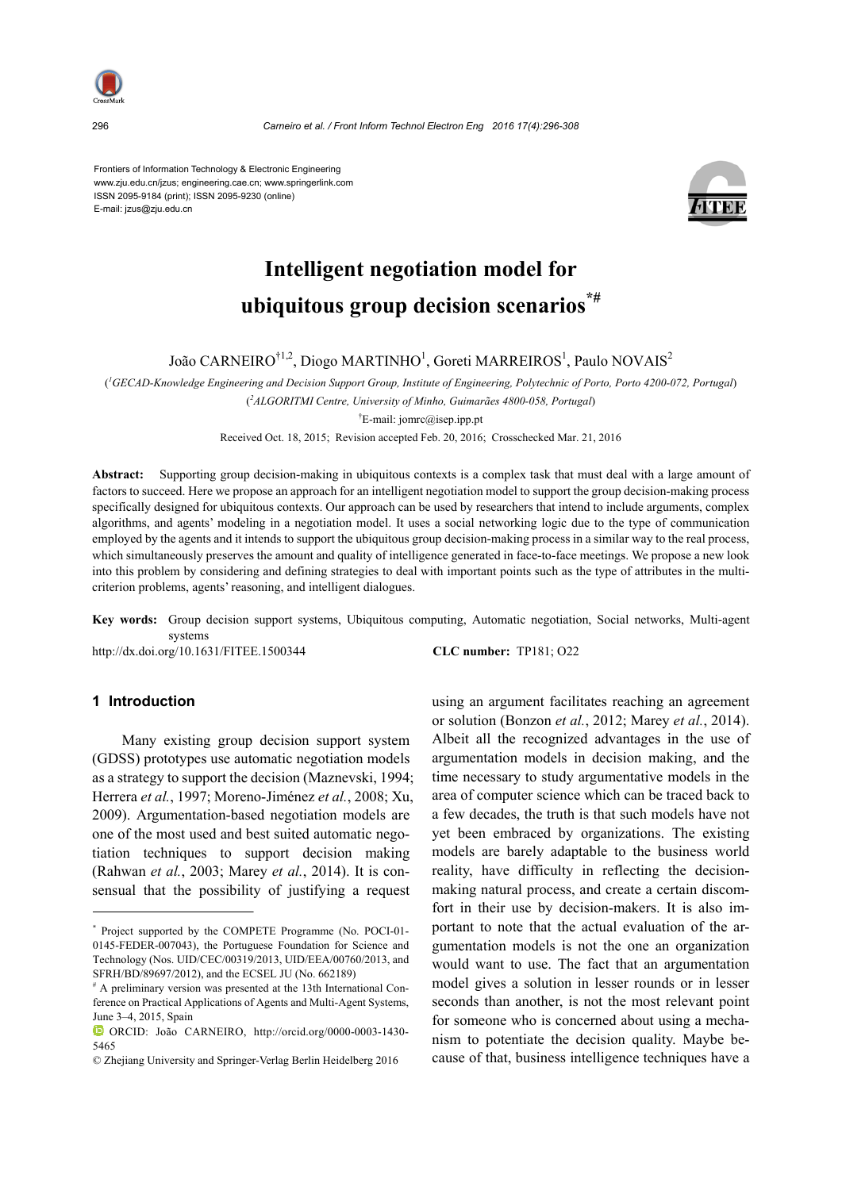Frontiers of Information Technology & Electronic Engineering
www.zju.edu.cn/jzus; engineering.cae.cn; www.springerlink.com
ISSN 2095-9184 (print); ISSN 2095-9230 (online)
E-mail: jzus@zju.edu.cn

# Intelligent negotiation model for ubiquitous group decision scenarios[*#]

João CARNEIRO[†1,2], Diogo MARTINHO[1], Goreti MARREIROS[1], Paulo NOVAIS[2]

([1]*GECAD-Knowledge Engineering and Decision Support Group, Institute of Engineering, Polytechnic of Porto, Porto 4200-072, Portugal*)

([2]*ALGORITMI Centre, University of Minho, Guimarães 4800-058, Portugal*)

[†]E-mail: jomrc@isep.ipp.pt

Received Oct. 18, 2015; Revision accepted Feb. 20, 2016; Crosschecked Mar. 21, 2016

**Abstract:** Supporting group decision-making in ubiquitous contexts is a complex task that must deal with a large amount of factors to succeed. Here we propose an approach for an intelligent negotiation model to support the group decision-making process specifically designed for ubiquitous contexts. Our approach can be used by researchers that intend to include arguments, complex algorithms, and agents' modeling in a negotiation model. It uses a social networking logic due to the type of communication employed by the agents and it intends to support the ubiquitous group decision-making process in a similar way to the real process, which simultaneously preserves the amount and quality of intelligence generated in face-to-face meetings. We propose a new look into this problem by considering and defining strategies to deal with important points such as the type of attributes in the multi-criterion problems, agents' reasoning, and intelligent dialogues.

**Key words:** Group decision support systems, Ubiquitous computing, Automatic negotiation, Social networks, Multi-agent systems

http://dx.doi.org/10.1631/FITEE.1500344 **CLC number:** TP181; O22

## 1 Introduction

Many existing group decision support system (GDSS) prototypes use automatic negotiation models as a strategy to support the decision (Maznevski, 1994; Herrera *et al.*, 1997; Moreno-Jiménez *et al.*, 2008; Xu, 2009). Argumentation-based negotiation models are one of the most used and best suited automatic negotiation techniques to support decision making (Rahwan *et al.*, 2003; Marey *et al.*, 2014). It is consensual that the possibility of justifying a request using an argument facilitates reaching an agreement or solution (Bonzon *et al.*, 2012; Marey *et al.*, 2014). Albeit all the recognized advantages in the use of argumentation models in decision making, and the time necessary to study argumentative models in the area of computer science which can be traced back to a few decades, the truth is that such models have not yet been embraced by organizations. The existing models are barely adaptable to the business world reality, have difficulty in reflecting the decision-making natural process, and create a certain discomfort in their use by decision-makers. It is also important to note that the actual evaluation of the argumentation models is not the one an organization would want to use. The fact that an argumentation model gives a solution in lesser rounds or in lesser seconds than another, is not the most relevant point for someone who is concerned about using a mechanism to potentiate the decision quality. Maybe because of that, business intelligence techniques have a

---

[*] Project supported by the COMPETE Programme (No. POCI-01-0145-FEDER-007043), the Portuguese Foundation for Science and Technology (Nos. UID/CEC/00319/2013, UID/EEA/00760/2013, and SFRH/BD/89697/2012), and the ECSEL JU (No. 662189)

[#] A preliminary version was presented at the 13th International Conference on Practical Applications of Agents and Multi-Agent Systems, June 3–4, 2015, Spain

ORCID: João CARNEIRO, http://orcid.org/0000-0003-1430-5465

© Zhejiang University and Springer-Verlag Berlin Heidelberg 2016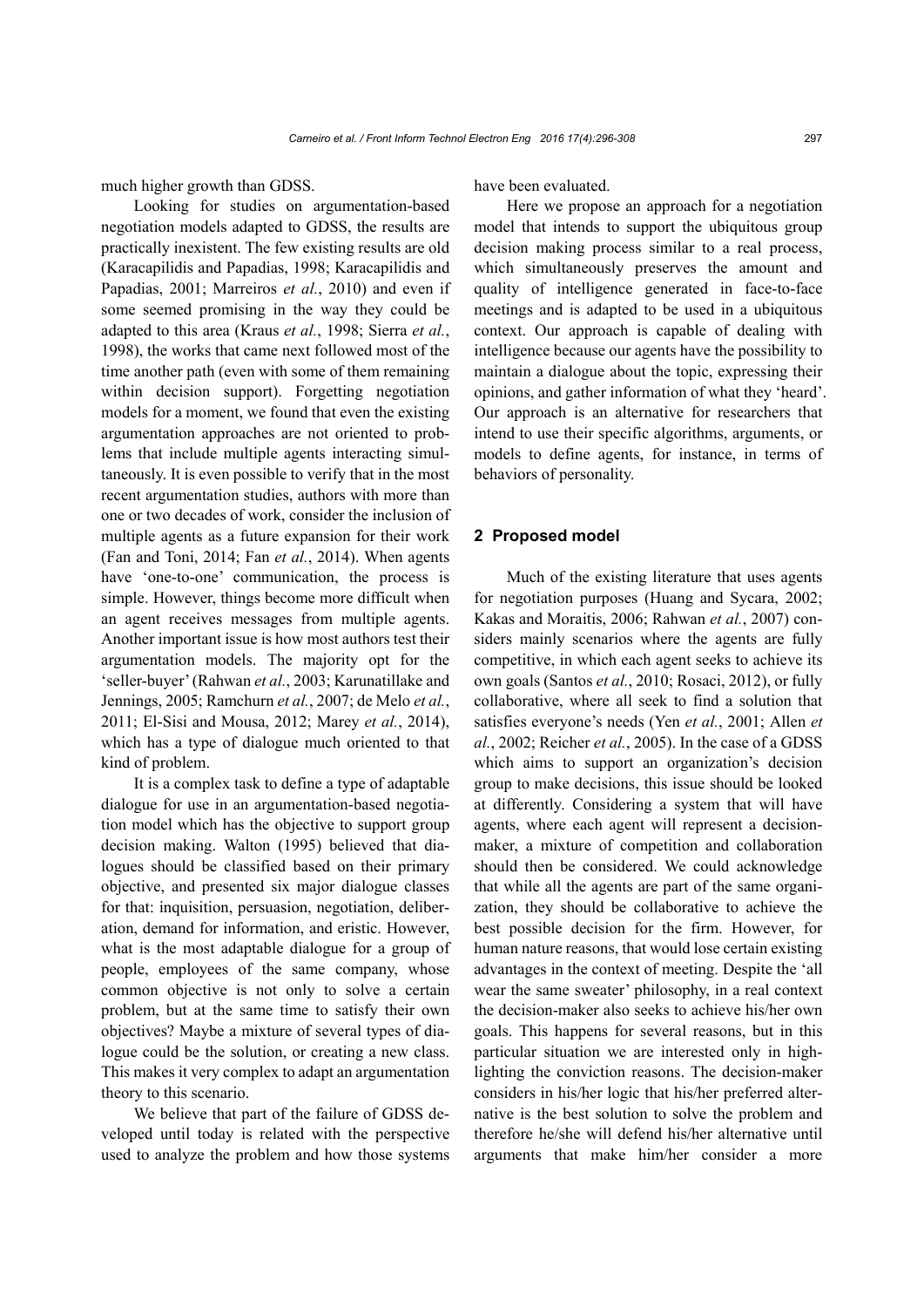much higher growth than GDSS.

Looking for studies on argumentation-based negotiation models adapted to GDSS, the results are practically inexistent. The few existing results are old (Karacapilidis and Papadias, 1998; Karacapilidis and Papadias, 2001; Marreiros *et al.*, 2010) and even if some seemed promising in the way they could be adapted to this area (Kraus *et al.*, 1998; Sierra *et al.*, 1998), the works that came next followed most of the time another path (even with some of them remaining within decision support). Forgetting negotiation models for a moment, we found that even the existing argumentation approaches are not oriented to problems that include multiple agents interacting simultaneously. It is even possible to verify that in the most recent argumentation studies, authors with more than one or two decades of work, consider the inclusion of multiple agents as a future expansion for their work (Fan and Toni, 2014; Fan *et al.*, 2014). When agents have 'one-to-one' communication, the process is simple. However, things become more difficult when an agent receives messages from multiple agents. Another important issue is how most authors test their argumentation models. The majority opt for the 'seller-buyer' (Rahwan *et al.*, 2003; Karunatillake and Jennings, 2005; Ramchurn *et al.*, 2007; de Melo *et al.*, 2011; El-Sisi and Mousa, 2012; Marey *et al.*, 2014), which has a type of dialogue much oriented to that kind of problem.

It is a complex task to define a type of adaptable dialogue for use in an argumentation-based negotiation model which has the objective to support group decision making. Walton (1995) believed that dialogues should be classified based on their primary objective, and presented six major dialogue classes for that: inquisition, persuasion, negotiation, deliberation, demand for information, and eristic. However, what is the most adaptable dialogue for a group of people, employees of the same company, whose common objective is not only to solve a certain problem, but at the same time to satisfy their own objectives? Maybe a mixture of several types of dialogue could be the solution, or creating a new class. This makes it very complex to adapt an argumentation theory to this scenario.

We believe that part of the failure of GDSS developed until today is related with the perspective used to analyze the problem and how those systems have been evaluated.

Here we propose an approach for a negotiation model that intends to support the ubiquitous group decision making process similar to a real process, which simultaneously preserves the amount and quality of intelligence generated in face-to-face meetings and is adapted to be used in a ubiquitous context. Our approach is capable of dealing with intelligence because our agents have the possibility to maintain a dialogue about the topic, expressing their opinions, and gather information of what they 'heard'. Our approach is an alternative for researchers that intend to use their specific algorithms, arguments, or models to define agents, for instance, in terms of behaviors of personality.

## 2 Proposed model

Much of the existing literature that uses agents for negotiation purposes (Huang and Sycara, 2002; Kakas and Moraitis, 2006; Rahwan *et al.*, 2007) considers mainly scenarios where the agents are fully competitive, in which each agent seeks to achieve its own goals (Santos *et al.*, 2010; Rosaci, 2012), or fully collaborative, where all seek to find a solution that satisfies everyone's needs (Yen *et al.*, 2001; Allen *et al.*, 2002; Reicher *et al.*, 2005). In the case of a GDSS which aims to support an organization's decision group to make decisions, this issue should be looked at differently. Considering a system that will have agents, where each agent will represent a decision-maker, a mixture of competition and collaboration should then be considered. We could acknowledge that while all the agents are part of the same organization, they should be collaborative to achieve the best possible decision for the firm. However, for human nature reasons, that would lose certain existing advantages in the context of meeting. Despite the 'all wear the same sweater' philosophy, in a real context the decision-maker also seeks to achieve his/her own goals. This happens for several reasons, but in this particular situation we are interested only in highlighting the conviction reasons. The decision-maker considers in his/her logic that his/her preferred alternative is the best solution to solve the problem and therefore he/she will defend his/her alternative until arguments that make him/her consider a more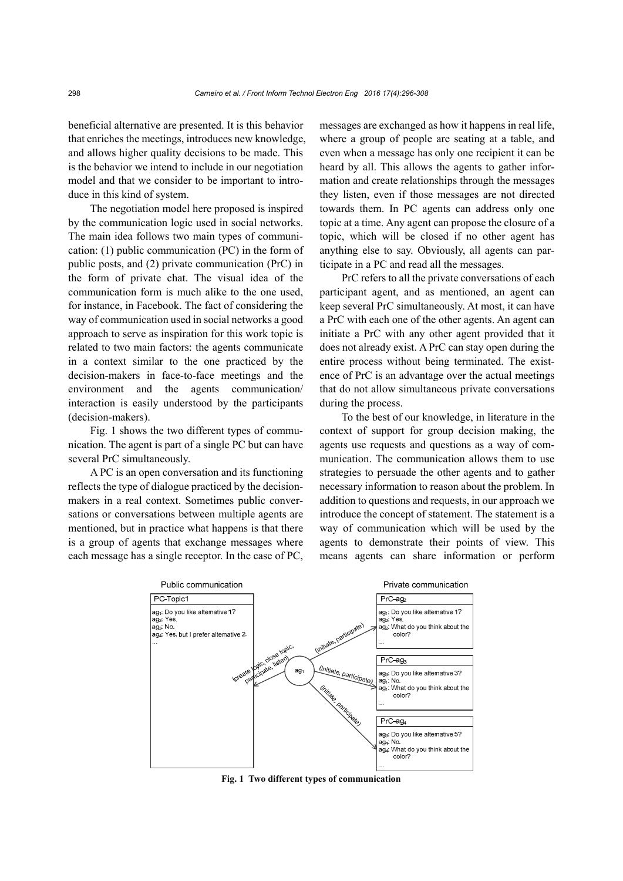beneficial alternative are presented. It is this behavior that enriches the meetings, introduces new knowledge, and allows higher quality decisions to be made. This is the behavior we intend to include in our negotiation model and that we consider to be important to introduce in this kind of system.

The negotiation model here proposed is inspired by the communication logic used in social networks. The main idea follows two main types of communication: (1) public communication (PC) in the form of public posts, and (2) private communication (PrC) in the form of private chat. The visual idea of the communication form is much alike to the one used, for instance, in Facebook. The fact of considering the way of communication used in social networks a good approach to serve as inspiration for this work topic is related to two main factors: the agents communicate in a context similar to the one practiced by the decision-makers in face-to-face meetings and the environment and the agents communication/interaction is easily understood by the participants (decision-makers).

Fig. 1 shows the two different types of communication. The agent is part of a single PC but can have several PrC simultaneously.

A PC is an open conversation and its functioning reflects the type of dialogue practiced by the decision-makers in a real context. Sometimes public conversations or conversations between multiple agents are mentioned, but in practice what happens is that there is a group of agents that exchange messages where each message has a single receptor. In the case of PC, messages are exchanged as how it happens in real life, where a group of people are seating at a table, and even when a message has only one recipient it can be heard by all. This allows the agents to gather information and create relationships through the messages they listen, even if those messages are not directed towards them. In PC agents can address only one topic at a time. Any agent can propose the closure of a topic, which will be closed if no other agent has anything else to say. Obviously, all agents can participate in a PC and read all the messages.

PrC refers to all the private conversations of each participant agent, and as mentioned, an agent can keep several PrC simultaneously. At most, it can have a PrC with each one of the other agents. An agent can initiate a PrC with any other agent provided that it does not already exist. A PrC can stay open during the entire process without being terminated. The existence of PrC is an advantage over the actual meetings that do not allow simultaneous private conversations during the process.

To the best of our knowledge, in literature in the context of support for group decision making, the agents use requests and questions as a way of communication. The communication allows them to use strategies to persuade the other agents and to gather necessary information to reason about the problem. In addition to questions and requests, in our approach we introduce the concept of statement. The statement is a way of communication which will be used by the agents to demonstrate their points of view. This means agents can share information or perform

**Fig. 1 Two different types of communication**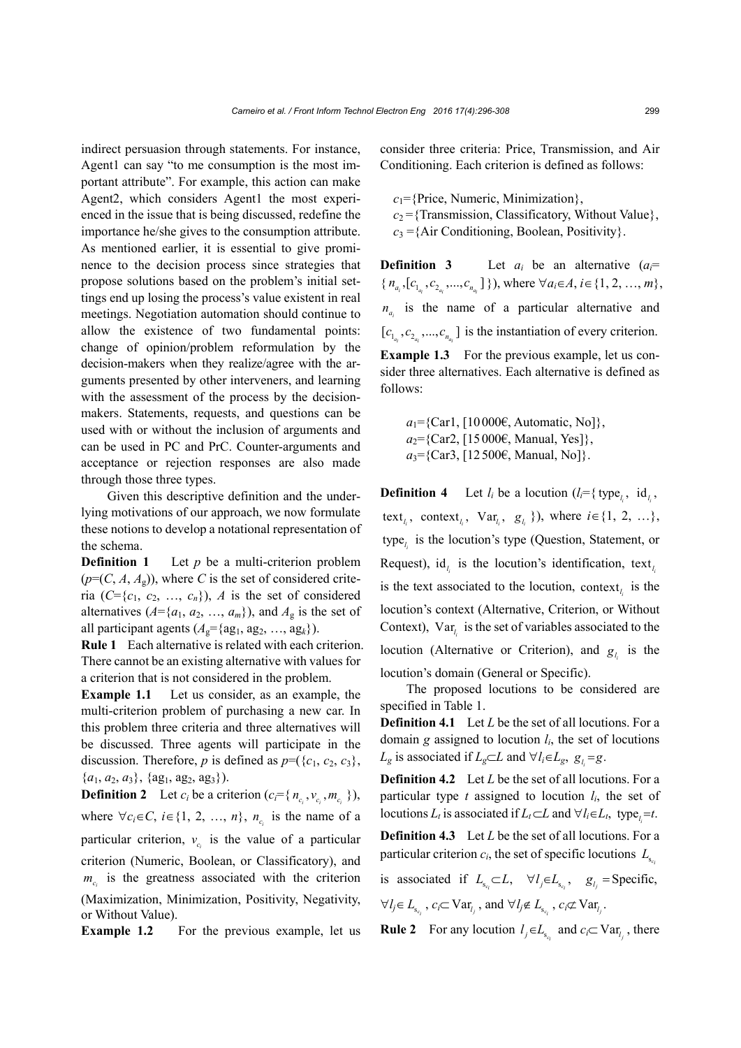indirect persuasion through statements. For instance, Agent1 can say "to me consumption is the most important attribute". For example, this action can make Agent2, which considers Agent1 the most experienced in the issue that is being discussed, redefine the importance he/she gives to the consumption attribute. As mentioned earlier, it is essential to give prominence to the decision process since strategies that propose solutions based on the problem's initial settings end up losing the process's value existent in real meetings. Negotiation automation should continue to allow the existence of two fundamental points: change of opinion/problem reformulation by the decision-makers when they realize/agree with the arguments presented by other interveners, and learning with the assessment of the process by the decision-makers. Statements, requests, and questions can be used with or without the inclusion of arguments and can be used in PC and PrC. Counter-arguments and acceptance or rejection responses are also made through those three types.

Given this descriptive definition and the underlying motivations of our approach, we now formulate these notions to develop a notational representation of the schema.

**Definition 1** Let $p$ be a multi-criterion problem ($p$=($C$, $A$, $A_g$)), where $C$ is the set of considered criteria ($C$={$c_1$, $c_2$, …, $c_n$}), $A$ is the set of considered alternatives ($A$={$a_1$, $a_2$, …, $a_m$}), and $A_g$ is the set of all participant agents ($A_g$={$ag_1$, $ag_2$, …, $ag_k$}).

**Rule 1** Each alternative is related with each criterion. There cannot be an existing alternative with values for a criterion that is not considered in the problem.

**Example 1.1** Let us consider, as an example, the multi-criterion problem of purchasing a new car. In this problem three criteria and three alternatives will be discussed. Three agents will participate in the discussion. Therefore, $p$ is defined as $p$=({$c_1$, $c_2$, $c_3$}, {$a_1$, $a_2$, $a_3$}, {$ag_1$, $ag_2$, $ag_3$}).

**Definition 2** Let $c_i$ be a criterion ($c_i$={$n_{c_i}$, $v_{c_i}$, $m_{c_i}$}), where $\forall c_i \in C$, $i \in \{1, 2, …, n\}$, $n_{c_i}$ is the name of a particular criterion, $v_{c_i}$ is the value of a particular criterion (Numeric, Boolean, or Classificatory), and $m_{c_i}$ is the greatness associated with the criterion (Maximization, Minimization, Positivity, Negativity, or Without Value).

**Example 1.2** For the previous example, let us consider three criteria: Price, Transmission, and Air Conditioning. Each criterion is defined as follows:

$c_1$={Price, Numeric, Minimization},
$c_2$={Transmission, Classificatory, Without Value},
$c_3$={Air Conditioning, Boolean, Positivity}.

**Definition 3** Let $a_i$ be an alternative ($a_i$={$n_{a_i}$, [$c_{1_{a_i}}$, $c_{2_{a_i}}$, …, $c_{n_{a_i}}$]}), where $\forall a_i \in A$, $i \in \{1, 2, …, m\}$, $n_{a_i}$ is the name of a particular alternative and [$c_{1_{a_i}}$, $c_{2_{a_i}}$, …, $c_{n_{a_i}}$] is the instantiation of every criterion.

**Example 1.3** For the previous example, let us consider three alternatives. Each alternative is defined as follows:

$a_1$={Car1, [10 000€, Automatic, No]},
$a_2$={Car2, [15 000€, Manual, Yes]},
$a_3$={Car3, [12 500€, Manual, No]}.

**Definition 4** Let $l_i$ be a locution ($l_i$={$\text{type}_{l_i}$, $\text{id}_{l_i}$, $\text{text}_{l_i}$, $\text{context}_{l_i}$, $\text{Var}_{l_i}$, $g_{l_i}$}), where $i \in \{1, 2, …\}$, $\text{type}_{l_i}$ is the locution's type (Question, Statement, or Request), $\text{id}_{l_i}$ is the locution's identification, $\text{text}_{l_i}$ is the text associated to the locution, $\text{context}_{l_i}$ is the locution's context (Alternative, Criterion, or Without Context), $\text{Var}_{l_i}$ is the set of variables associated to the locution (Alternative or Criterion), and $g_{l_i}$ is the locution's domain (General or Specific).

The proposed locutions to be considered are specified in Table 1.

**Definition 4.1** Let $L$ be the set of all locutions. For a domain $g$ assigned to locution $l_i$, the set of locutions $L_g$ is associated if $L_g \subset L$ and $\forall l_i \in L_g$, $g_{l_i}=g$.

**Definition 4.2** Let $L$ be the set of all locutions. For a particular type $t$ assigned to locution $l_i$, the set of locutions $L_t$ is associated if $L_t \subset L$ and $\forall l_i \in L_t$, $\text{type}_{l_i}=t$.

**Definition 4.3** Let $L$ be the set of all locutions. For a particular criterion $c_i$, the set of specific locutions $L_{s_{c_i}}$ is associated if $L_{s_{c_i}} \subset L$, $\forall l_j \in L_{s_{c_i}}$, $g_{l_j}=\text{Specific}$, $\forall l_j \in L_{s_{c_i}}$, $c_i \subset \text{Var}_{l_j}$, and $\forall l_j \notin L_{s_{c_i}}$, $c_i \not\subset \text{Var}_{l_j}$.

**Rule 2** For any locution $l_j \in L_{s_{c_i}}$ and $c_i \subset \text{Var}_{l_j}$, there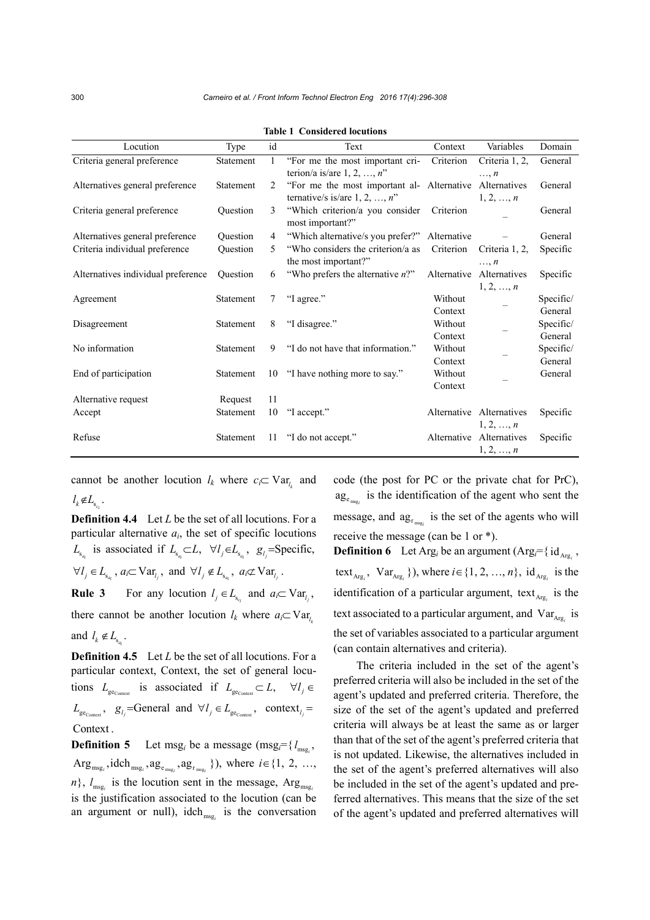**Table 1 Considered locutions**

| Locution | Type | id | Text | Context | Variables | Domain |
|---|---|---|---|---|---|---|
| Criteria general preference | Statement | 1 | "For me the most important criterion/a is/are 1, 2, …, $n$" | Criterion | Criteria 1, 2, …, $n$ | General |
| Alternatives general preference | Statement | 2 | "For me the most important alternative/s is/are 1, 2, …, $n$" | Alternative | Alternatives 1, 2, …, $n$ | General |
| Criteria general preference | Question | 3 | "Which criterion/a you consider most important?" | Criterion | – | General |
| Alternatives general preference | Question | 4 | "Which alternative/s you prefer?" | Alternative | – | General |
| Criteria individual preference | Question | 5 | "Who considers the criterion/a as the most important?" | Criterion | Criteria 1, 2, …, $n$ | Specific |
| Alternatives individual preference | Question | 6 | "Who prefers the alternative $n$?" | Alternative | Alternatives 1, 2, …, $n$ | Specific |
| Agreement | Statement | 7 | "I agree." | Without Context | – | Specific/ General |
| Disagreement | Statement | 8 | "I disagree." | Without Context | – | Specific/ General |
| No information | Statement | 9 | "I do not have that information." | Without Context | – | Specific/ General |
| End of participation | Statement | 10 | "I have nothing more to say." | Without Context | – | General |
| Alternative request | Request | 11 | | | | |
| Accept | Statement | 10 | "I accept." | Alternative | Alternatives 1, 2, …, $n$ | Specific |
| Refuse | Statement | 11 | "I do not accept." | Alternative | Alternatives 1, 2, …, $n$ | Specific |

cannot be another locution $l_k$ where $c_i \subset \mathrm{Var}_{l_k}$ and $l_k \notin L_{s_{c_i}}$.

**Definition 4.4** Let $L$ be the set of all locutions. For a particular alternative $a_i$, the set of specific locutions $L_{s_{a_i}}$ is associated if $L_{s_{a_i}} \subset L$, $\forall l_j \in L_{s_{a_i}}$, $g_{l_j}$=Specific, $\forall l_j \in L_{s_{a_i}}$, $a_i \subset \mathrm{Var}_{l_j}$, and $\forall l_j \notin L_{s_{a_i}}$, $a_i \not\subset \mathrm{Var}_{l_j}$.

**Rule 3** For any locution $l_j \in L_{s_{c_i}}$ and $a_i \subset \mathrm{Var}_{l_j}$, there cannot be another locution $l_k$ where $a_i \subset \mathrm{Var}_{l_k}$ and $l_k \notin L_{s_{a_i}}$.

**Definition 4.5** Let $L$ be the set of all locutions. For a particular context, Context, the set of general locutions $L_{\mathrm{ge}_{\mathrm{Context}}}$ is associated if $L_{\mathrm{ge}_{\mathrm{Context}}} \subset L$, $\forall l_j \in L_{\mathrm{ge}_{\mathrm{Context}}}$, $g_{l_j}$=General and $\forall l_j \in L_{\mathrm{ge}_{\mathrm{Context}}}$, $\mathrm{context}_{l_j} = \mathrm{Context}$.

**Definition 5** Let $\mathrm{msg}_i$ be a message ($\mathrm{msg}_i$={$l_{\mathrm{msg}_i}$, $\mathrm{Arg}_{\mathrm{msg}_i}$, $\mathrm{idch}_{\mathrm{msg}_i}$, $\mathrm{ag}_{\mathrm{e}_{\mathrm{msg}_i}}$, $\mathrm{ag}_{\mathrm{r}_{\mathrm{msg}_i}}$}), where $i \in \{1, 2, \ldots, n\}$, $l_{\mathrm{msg}_i}$ is the locution sent in the message, $\mathrm{Arg}_{\mathrm{msg}_i}$ is the justification associated to the locution (can be an argument or null), $\mathrm{idch}_{\mathrm{msg}_i}$ is the conversation code (the post for PC or the private chat for PrC), $\mathrm{ag}_{\mathrm{e}_{\mathrm{msg}_i}}$ is the identification of the agent who sent the message, and $\mathrm{ag}_{\mathrm{r}_{\mathrm{msg}_i}}$ is the set of the agents who will receive the message (can be 1 or *).

**Definition 6** Let $\mathrm{Arg}_i$ be an argument ($\mathrm{Arg}_i$={$\mathrm{id}_{\mathrm{Arg}_i}$, $\mathrm{text}_{\mathrm{Arg}_i}$, $\mathrm{Var}_{\mathrm{Arg}_i}$}), where $i \in \{1, 2, \ldots, n\}$, $\mathrm{id}_{\mathrm{Arg}_i}$ is the identification of a particular argument, $\mathrm{text}_{\mathrm{Arg}_i}$ is the text associated to a particular argument, and $\mathrm{Var}_{\mathrm{Arg}_i}$ is the set of variables associated to a particular argument (can contain alternatives and criteria).

The criteria included in the set of the agent's preferred criteria will also be included in the set of the agent's updated and preferred criteria. Therefore, the size of the set of the agent's updated and preferred criteria will always be at least the same as or larger than that of the set of the agent's preferred criteria that is not updated. Likewise, the alternatives included in the set of the agent's preferred alternatives will also be included in the set of the agent's updated and preferred alternatives. This means that the size of the set of the agent's updated and preferred alternatives will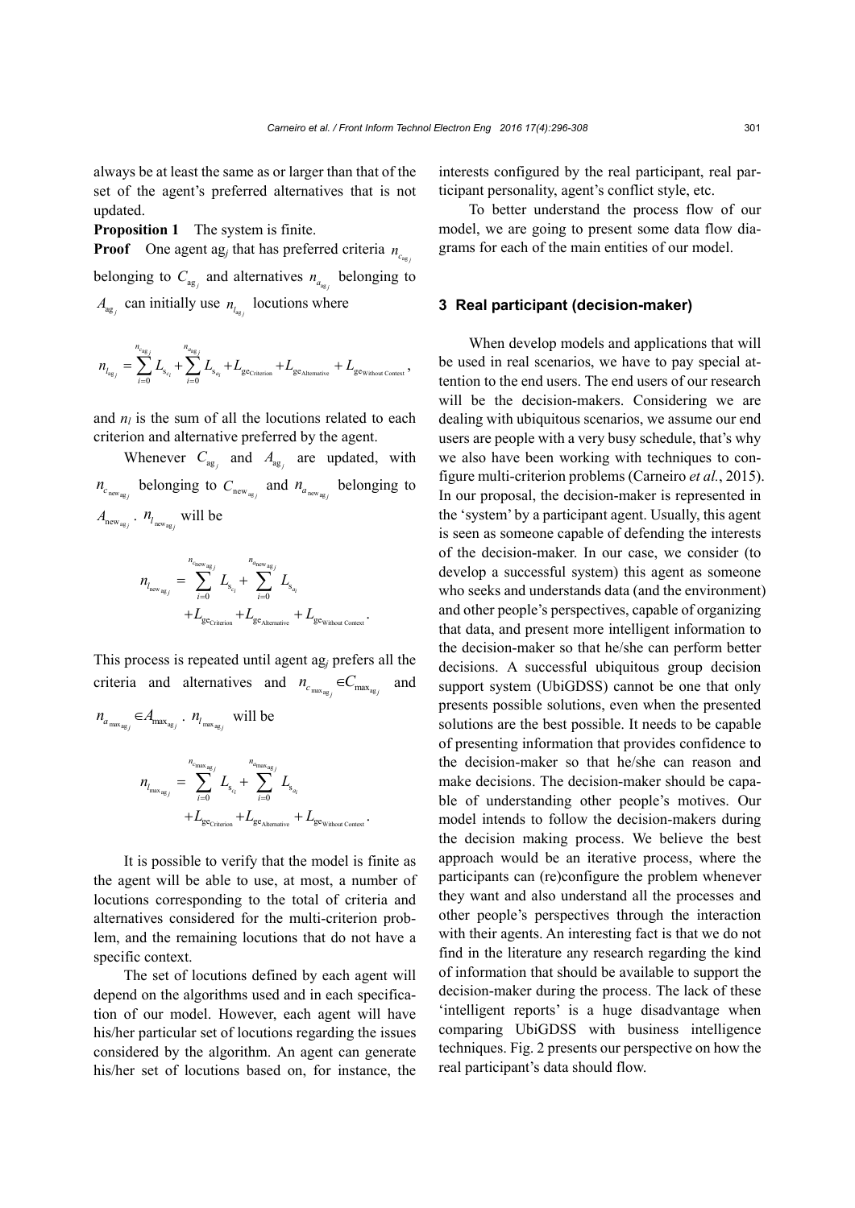always be at least the same as or larger than that of the set of the agent's preferred alternatives that is not updated.

**Proposition 1** The system is finite.

**Proof** One agent $\text{ag}_j$ that has preferred criteria $n_{c_{\text{ag}_j}}$ belonging to $C_{\text{ag}_j}$ and alternatives $n_{a_{\text{ag}_j}}$ belonging to $A_{\text{ag}_j}$ can initially use $n_{l_{\text{ag}_j}}$ locutions where

$$n_{l_{\text{ag}_j}} = \sum_{i=0}^{n_{c_{\text{ag}_j}}} L_{\text{s}_{c_i}} + \sum_{i=0}^{n_{a_{\text{ag}_j}}} L_{\text{s}_{a_i}} + L_{\text{ge}_{\text{Criterion}}} + L_{\text{ge}_{\text{Alternative}}} + L_{\text{ge}_{\text{Without Context}}},$$

and $n_l$ is the sum of all the locutions related to each criterion and alternative preferred by the agent.

Whenever $C_{\text{ag}_j}$ and $A_{\text{ag}_j}$ are updated, with $n_{c_{\text{new}_{\text{ag}_j}}}$ belonging to $C_{\text{new}_{\text{ag}_j}}$ and $n_{a_{\text{new}_{\text{ag}_j}}}$ belonging to $A_{\text{new}_{\text{ag}_j}}$. $n_{l_{\text{new}_{\text{ag}_j}}}$ will be

$$n_{l_{\text{new}_{\text{ag}_j}}} = \sum_{i=0}^{n_{c_{\text{new}_{\text{ag}_j}}}} L_{\text{s}_{c_i}} + \sum_{i=0}^{n_{a_{\text{new}_{\text{ag}_j}}}} L_{\text{s}_{a_i}} + L_{\text{ge}_{\text{Criterion}}} + L_{\text{ge}_{\text{Alternative}}} + L_{\text{ge}_{\text{Without Context}}}.$$

This process is repeated until agent $\text{ag}_j$ prefers all the criteria and alternatives and $n_{c_{\max_{\text{ag}_j}}} \in C_{\max_{\text{ag}_j}}$ and $n_{a_{\max_{\text{ag}_j}}} \in A_{\max_{\text{ag}_j}}$. $n_{l_{\max_{\text{ag}_j}}}$ will be

$$n_{l_{\max_{\text{ag}_j}}} = \sum_{i=0}^{n_{c_{\max_{\text{ag}_j}}}} L_{\text{s}_{c_i}} + \sum_{i=0}^{n_{a_{\max_{\text{ag}_j}}}} L_{\text{s}_{a_i}} + L_{\text{ge}_{\text{Criterion}}} + L_{\text{ge}_{\text{Alternative}}} + L_{\text{ge}_{\text{Without Context}}}.$$

It is possible to verify that the model is finite as the agent will be able to use, at most, a number of locutions corresponding to the total of criteria and alternatives considered for the multi-criterion problem, and the remaining locutions that do not have a specific context.

The set of locutions defined by each agent will depend on the algorithms used and in each specification of our model. However, each agent will have his/her particular set of locutions regarding the issues considered by the algorithm. An agent can generate his/her set of locutions based on, for instance, the interests configured by the real participant, real participant personality, agent's conflict style, etc.

To better understand the process flow of our model, we are going to present some data flow diagrams for each of the main entities of our model.

## 3 Real participant (decision-maker)

When develop models and applications that will be used in real scenarios, we have to pay special attention to the end users. The end users of our research will be the decision-makers. Considering we are dealing with ubiquitous scenarios, we assume our end users are people with a very busy schedule, that's why we also have been working with techniques to configure multi-criterion problems (Carneiro *et al.*, 2015). In our proposal, the decision-maker is represented in the 'system' by a participant agent. Usually, this agent is seen as someone capable of defending the interests of the decision-maker. In our case, we consider (to develop a successful system) this agent as someone who seeks and understands data (and the environment) and other people's perspectives, capable of organizing that data, and present more intelligent information to the decision-maker so that he/she can perform better decisions. A successful ubiquitous group decision support system (UbiGDSS) cannot be one that only presents possible solutions, even when the presented solutions are the best possible. It needs to be capable of presenting information that provides confidence to the decision-maker so that he/she can reason and make decisions. The decision-maker should be capable of understanding other people's motives. Our model intends to follow the decision-makers during the decision making process. We believe the best approach would be an iterative process, where the participants can (re)configure the problem whenever they want and also understand all the processes and other people's perspectives through the interaction with their agents. An interesting fact is that we do not find in the literature any research regarding the kind of information that should be available to support the decision-maker during the process. The lack of these 'intelligent reports' is a huge disadvantage when comparing UbiGDSS with business intelligence techniques. Fig. 2 presents our perspective on how the real participant's data should flow.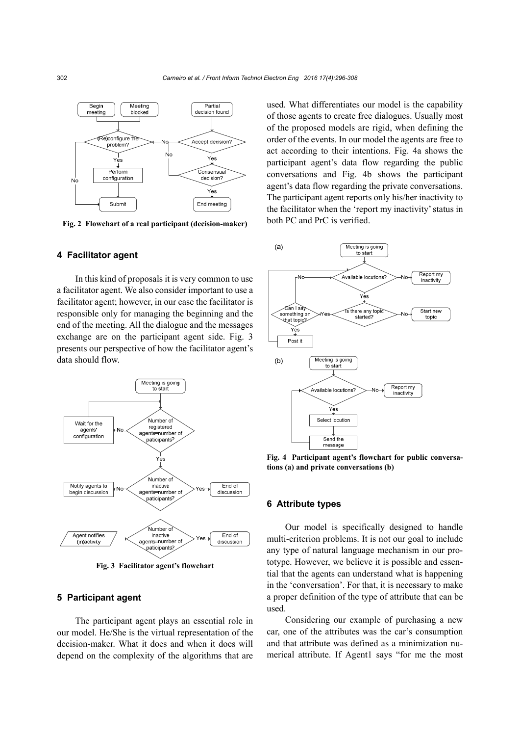Fig. 2 Flowchart of a real participant (decision-maker)

## 4 Facilitator agent

In this kind of proposals it is very common to use a facilitator agent. We also consider important to use a facilitator agent; however, in our case the facilitator is responsible only for managing the beginning and the end of the meeting. All the dialogue and the messages exchange are on the participant agent side. Fig. 3 presents our perspective of how the facilitator agent's data should flow.

Fig. 3 Facilitator agent's flowchart

## 5 Participant agent

The participant agent plays an essential role in our model. He/She is the virtual representation of the decision-maker. What it does and when it does will depend on the complexity of the algorithms that are used. What differentiates our model is the capability of those agents to create free dialogues. Usually most of the proposed models are rigid, when defining the order of the events. In our model the agents are free to act according to their intentions. Fig. 4a shows the participant agent's data flow regarding the public conversations and Fig. 4b shows the participant agent's data flow regarding the private conversations. The participant agent reports only his/her inactivity to the facilitator when the 'report my inactivity' status in both PC and PrC is verified.

Fig. 4 Participant agent's flowchart for public conversations (a) and private conversations (b)

## 6 Attribute types

Our model is specifically designed to handle multi-criterion problems. It is not our goal to include any type of natural language mechanism in our prototype. However, we believe it is possible and essential that the agents can understand what is happening in the 'conversation'. For that, it is necessary to make a proper definition of the type of attribute that can be used.

Considering our example of purchasing a new car, one of the attributes was the car's consumption and that attribute was defined as a minimization numerical attribute. If Agent1 says "for me the most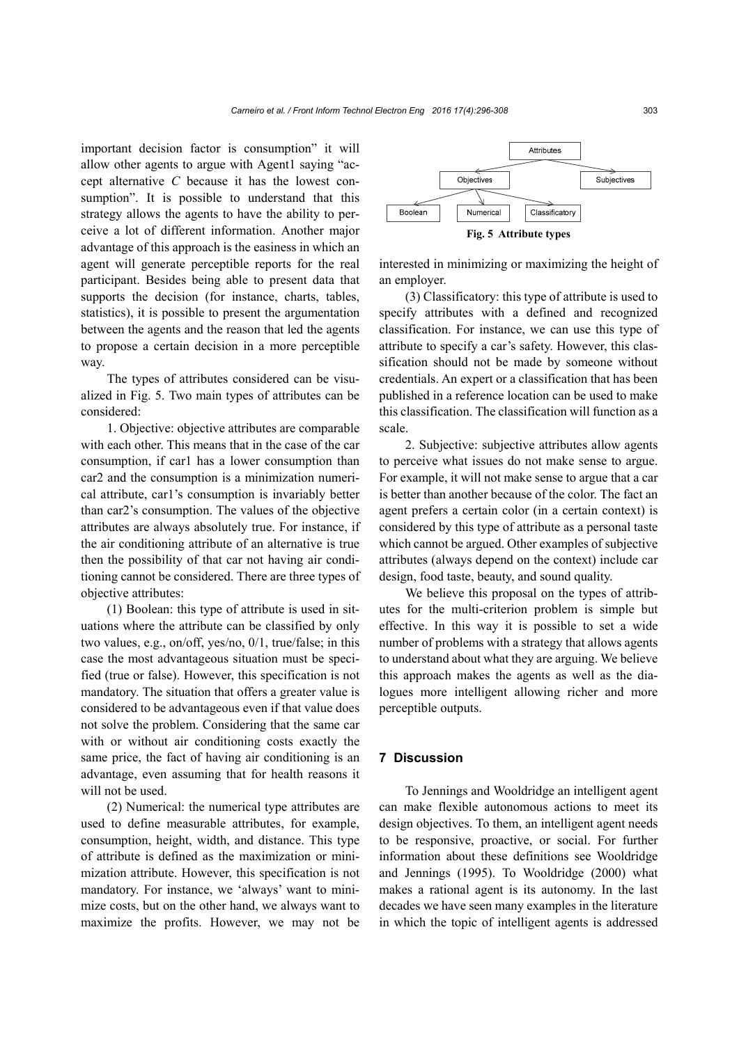important decision factor is consumption" it will allow other agents to argue with Agent1 saying "accept alternative *C* because it has the lowest consumption". It is possible to understand that this strategy allows the agents to have the ability to perceive a lot of different information. Another major advantage of this approach is the easiness in which an agent will generate perceptible reports for the real participant. Besides being able to present data that supports the decision (for instance, charts, tables, statistics), it is possible to present the argumentation between the agents and the reason that led the agents to propose a certain decision in a more perceptible way.

The types of attributes considered can be visualized in Fig. 5. Two main types of attributes can be considered:

1. Objective: objective attributes are comparable with each other. This means that in the case of the car consumption, if car1 has a lower consumption than car2 and the consumption is a minimization numerical attribute, car1's consumption is invariably better than car2's consumption. The values of the objective attributes are always absolutely true. For instance, if the air conditioning attribute of an alternative is true then the possibility of that car not having air conditioning cannot be considered. There are three types of objective attributes:

(1) Boolean: this type of attribute is used in situations where the attribute can be classified by only two values, e.g., on/off, yes/no, 0/1, true/false; in this case the most advantageous situation must be specified (true or false). However, this specification is not mandatory. The situation that offers a greater value is considered to be advantageous even if that value does not solve the problem. Considering that the same car with or without air conditioning costs exactly the same price, the fact of having air conditioning is an advantage, even assuming that for health reasons it will not be used.

(2) Numerical: the numerical type attributes are used to define measurable attributes, for example, consumption, height, width, and distance. This type of attribute is defined as the maximization or minimization attribute. However, this specification is not mandatory. For instance, we 'always' want to minimize costs, but on the other hand, we always want to maximize the profits. However, we may not be interested in minimizing or maximizing the height of an employer.

(3) Classificatory: this type of attribute is used to specify attributes with a defined and recognized classification. For instance, we can use this type of attribute to specify a car's safety. However, this classification should not be made by someone without credentials. An expert or a classification that has been published in a reference location can be used to make this classification. The classification will function as a scale.

2. Subjective: subjective attributes allow agents to perceive what issues do not make sense to argue. For example, it will not make sense to argue that a car is better than another because of the color. The fact an agent prefers a certain color (in a certain context) is considered by this type of attribute as a personal taste which cannot be argued. Other examples of subjective attributes (always depend on the context) include car design, food taste, beauty, and sound quality.

```
                 Attributes
                /          \
         Objectives      Subjectives
        /     |      \
  Boolean  Numerical  Classificatory
```

**Fig. 5 Attribute types**

We believe this proposal on the types of attributes for the multi-criterion problem is simple but effective. In this way it is possible to set a wide number of problems with a strategy that allows agents to understand about what they are arguing. We believe this approach makes the agents as well as the dialogues more intelligent allowing richer and more perceptible outputs.

## 7 Discussion

To Jennings and Wooldridge an intelligent agent can make flexible autonomous actions to meet its design objectives. To them, an intelligent agent needs to be responsive, proactive, or social. For further information about these definitions see Wooldridge and Jennings (1995). To Wooldridge (2000) what makes a rational agent is its autonomy. In the last decades we have seen many examples in the literature in which the topic of intelligent agents is addressed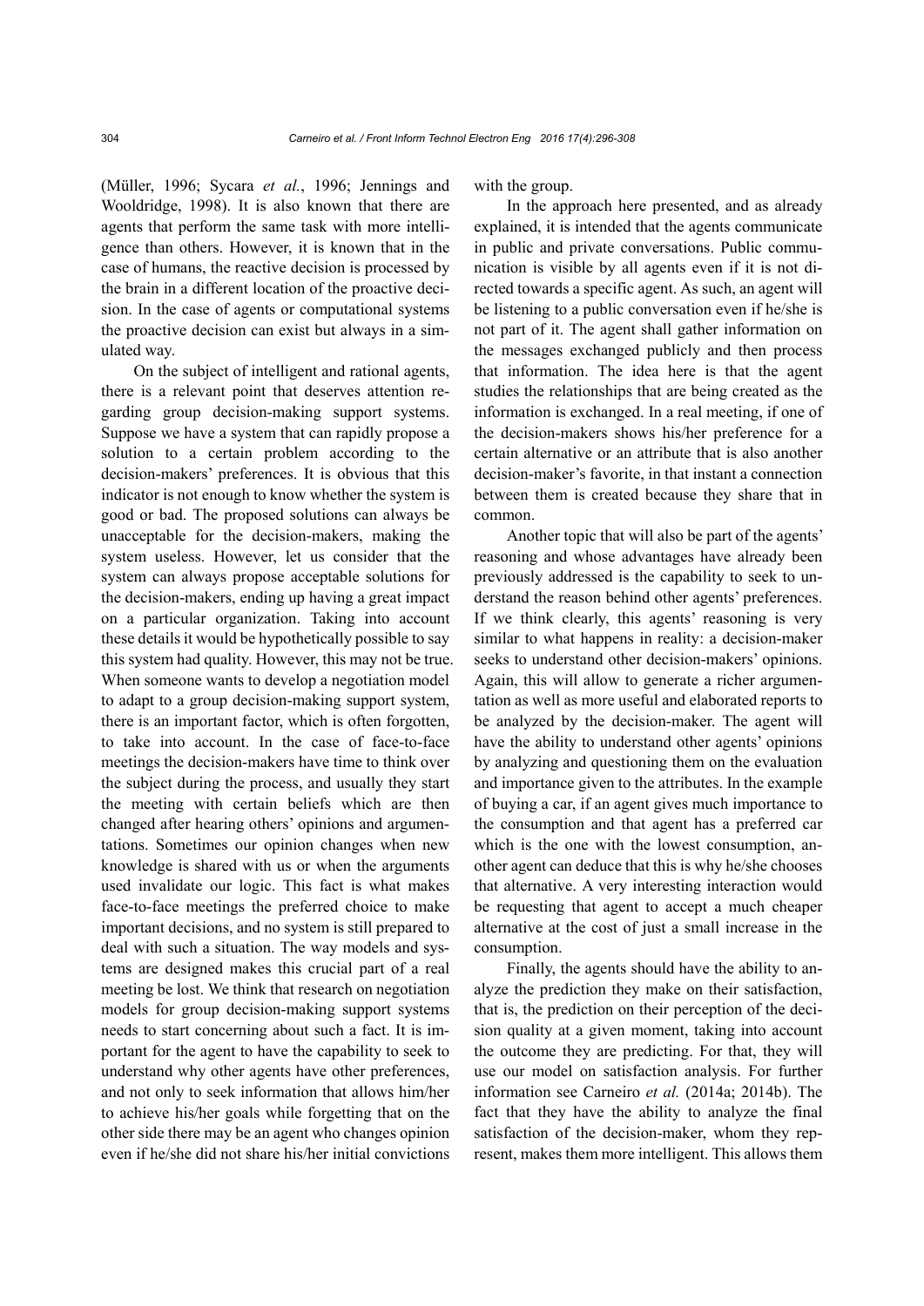(Müller, 1996; Sycara *et al.*, 1996; Jennings and Wooldridge, 1998). It is also known that there are agents that perform the same task with more intelligence than others. However, it is known that in the case of humans, the reactive decision is processed by the brain in a different location of the proactive decision. In the case of agents or computational systems the proactive decision can exist but always in a simulated way.

On the subject of intelligent and rational agents, there is a relevant point that deserves attention regarding group decision-making support systems. Suppose we have a system that can rapidly propose a solution to a certain problem according to the decision-makers' preferences. It is obvious that this indicator is not enough to know whether the system is good or bad. The proposed solutions can always be unacceptable for the decision-makers, making the system useless. However, let us consider that the system can always propose acceptable solutions for the decision-makers, ending up having a great impact on a particular organization. Taking into account these details it would be hypothetically possible to say this system had quality. However, this may not be true. When someone wants to develop a negotiation model to adapt to a group decision-making support system, there is an important factor, which is often forgotten, to take into account. In the case of face-to-face meetings the decision-makers have time to think over the subject during the process, and usually they start the meeting with certain beliefs which are then changed after hearing others' opinions and argumentations. Sometimes our opinion changes when new knowledge is shared with us or when the arguments used invalidate our logic. This fact is what makes face-to-face meetings the preferred choice to make important decisions, and no system is still prepared to deal with such a situation. The way models and systems are designed makes this crucial part of a real meeting be lost. We think that research on negotiation models for group decision-making support systems needs to start concerning about such a fact. It is important for the agent to have the capability to seek to understand why other agents have other preferences, and not only to seek information that allows him/her to achieve his/her goals while forgetting that on the other side there may be an agent who changes opinion even if he/she did not share his/her initial convictions with the group.

In the approach here presented, and as already explained, it is intended that the agents communicate in public and private conversations. Public communication is visible by all agents even if it is not directed towards a specific agent. As such, an agent will be listening to a public conversation even if he/she is not part of it. The agent shall gather information on the messages exchanged publicly and then process that information. The idea here is that the agent studies the relationships that are being created as the information is exchanged. In a real meeting, if one of the decision-makers shows his/her preference for a certain alternative or an attribute that is also another decision-maker's favorite, in that instant a connection between them is created because they share that in common.

Another topic that will also be part of the agents' reasoning and whose advantages have already been previously addressed is the capability to seek to understand the reason behind other agents' preferences. If we think clearly, this agents' reasoning is very similar to what happens in reality: a decision-maker seeks to understand other decision-makers' opinions. Again, this will allow to generate a richer argumentation as well as more useful and elaborated reports to be analyzed by the decision-maker. The agent will have the ability to understand other agents' opinions by analyzing and questioning them on the evaluation and importance given to the attributes. In the example of buying a car, if an agent gives much importance to the consumption and that agent has a preferred car which is the one with the lowest consumption, another agent can deduce that this is why he/she chooses that alternative. A very interesting interaction would be requesting that agent to accept a much cheaper alternative at the cost of just a small increase in the consumption.

Finally, the agents should have the ability to analyze the prediction they make on their satisfaction, that is, the prediction on their perception of the decision quality at a given moment, taking into account the outcome they are predicting. For that, they will use our model on satisfaction analysis. For further information see Carneiro *et al.* (2014a; 2014b). The fact that they have the ability to analyze the final satisfaction of the decision-maker, whom they represent, makes them more intelligent. This allows them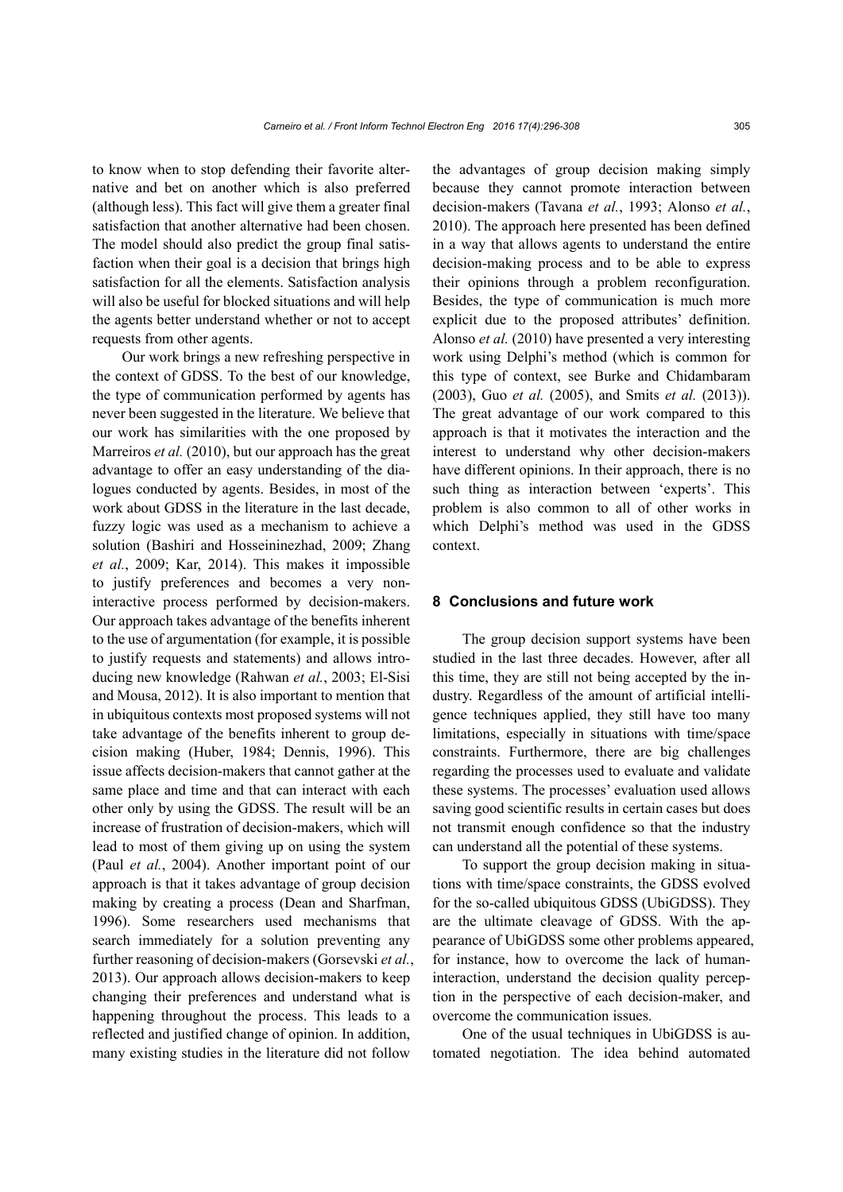to know when to stop defending their favorite alternative and bet on another which is also preferred (although less). This fact will give them a greater final satisfaction that another alternative had been chosen. The model should also predict the group final satisfaction when their goal is a decision that brings high satisfaction for all the elements. Satisfaction analysis will also be useful for blocked situations and will help the agents better understand whether or not to accept requests from other agents.

Our work brings a new refreshing perspective in the context of GDSS. To the best of our knowledge, the type of communication performed by agents has never been suggested in the literature. We believe that our work has similarities with the one proposed by Marreiros *et al.* (2010), but our approach has the great advantage to offer an easy understanding of the dialogues conducted by agents. Besides, in most of the work about GDSS in the literature in the last decade, fuzzy logic was used as a mechanism to achieve a solution (Bashiri and Hosseininezhad, 2009; Zhang *et al.*, 2009; Kar, 2014). This makes it impossible to justify preferences and becomes a very non-interactive process performed by decision-makers. Our approach takes advantage of the benefits inherent to the use of argumentation (for example, it is possible to justify requests and statements) and allows introducing new knowledge (Rahwan *et al.*, 2003; El-Sisi and Mousa, 2012). It is also important to mention that in ubiquitous contexts most proposed systems will not take advantage of the benefits inherent to group decision making (Huber, 1984; Dennis, 1996). This issue affects decision-makers that cannot gather at the same place and time and that can interact with each other only by using the GDSS. The result will be an increase of frustration of decision-makers, which will lead to most of them giving up on using the system (Paul *et al.*, 2004). Another important point of our approach is that it takes advantage of group decision making by creating a process (Dean and Sharfman, 1996). Some researchers used mechanisms that search immediately for a solution preventing any further reasoning of decision-makers (Gorsevski *et al.*, 2013). Our approach allows decision-makers to keep changing their preferences and understand what is happening throughout the process. This leads to a reflected and justified change of opinion. In addition, many existing studies in the literature did not follow the advantages of group decision making simply because they cannot promote interaction between decision-makers (Tavana *et al.*, 1993; Alonso *et al.*, 2010). The approach here presented has been defined in a way that allows agents to understand the entire decision-making process and to be able to express their opinions through a problem reconfiguration. Besides, the type of communication is much more explicit due to the proposed attributes' definition. Alonso *et al.* (2010) have presented a very interesting work using Delphi's method (which is common for this type of context, see Burke and Chidambaram (2003), Guo *et al.* (2005), and Smits *et al.* (2013)). The great advantage of our work compared to this approach is that it motivates the interaction and the interest to understand why other decision-makers have different opinions. In their approach, there is no such thing as interaction between 'experts'. This problem is also common to all of other works in which Delphi's method was used in the GDSS context.

## 8 Conclusions and future work

The group decision support systems have been studied in the last three decades. However, after all this time, they are still not being accepted by the industry. Regardless of the amount of artificial intelligence techniques applied, they still have too many limitations, especially in situations with time/space constraints. Furthermore, there are big challenges regarding the processes used to evaluate and validate these systems. The processes' evaluation used allows saving good scientific results in certain cases but does not transmit enough confidence so that the industry can understand all the potential of these systems.

To support the group decision making in situations with time/space constraints, the GDSS evolved for the so-called ubiquitous GDSS (UbiGDSS). They are the ultimate cleavage of GDSS. With the appearance of UbiGDSS some other problems appeared, for instance, how to overcome the lack of human-interaction, understand the decision quality perception in the perspective of each decision-maker, and overcome the communication issues.

One of the usual techniques in UbiGDSS is automated negotiation. The idea behind automated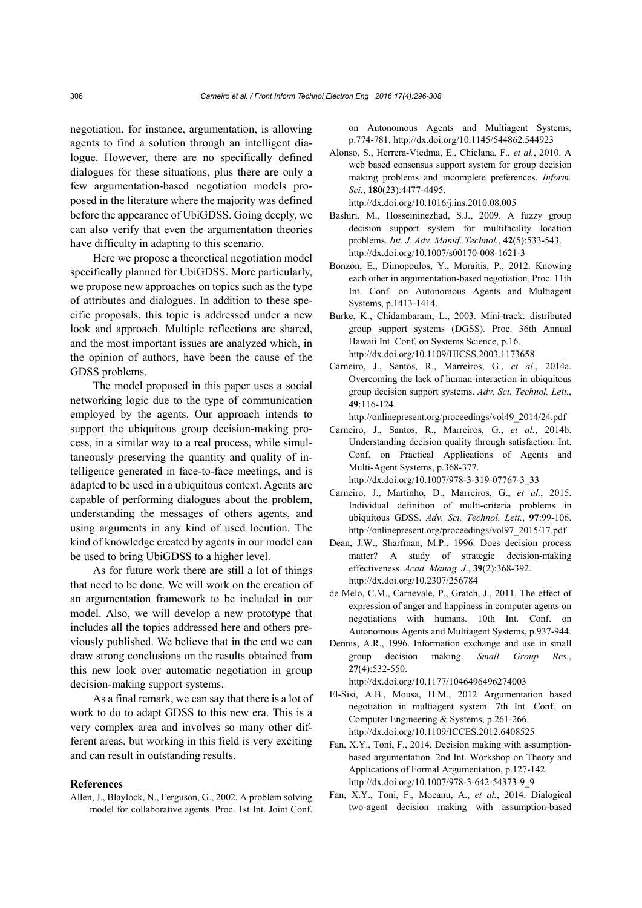negotiation, for instance, argumentation, is allowing agents to find a solution through an intelligent dialogue. However, there are no specifically defined dialogues for these situations, plus there are only a few argumentation-based negotiation models proposed in the literature where the majority was defined before the appearance of UbiGDSS. Going deeply, we can also verify that even the argumentation theories have difficulty in adapting to this scenario.

Here we propose a theoretical negotiation model specifically planned for UbiGDSS. More particularly, we propose new approaches on topics such as the type of attributes and dialogues. In addition to these specific proposals, this topic is addressed under a new look and approach. Multiple reflections are shared, and the most important issues are analyzed which, in the opinion of authors, have been the cause of the GDSS problems.

The model proposed in this paper uses a social networking logic due to the type of communication employed by the agents. Our approach intends to support the ubiquitous group decision-making process, in a similar way to a real process, while simultaneously preserving the quantity and quality of intelligence generated in face-to-face meetings, and is adapted to be used in a ubiquitous context. Agents are capable of performing dialogues about the problem, understanding the messages of others agents, and using arguments in any kind of used locution. The kind of knowledge created by agents in our model can be used to bring UbiGDSS to a higher level.

As for future work there are still a lot of things that need to be done. We will work on the creation of an argumentation framework to be included in our model. Also, we will develop a new prototype that includes all the topics addressed here and others previously published. We believe that in the end we can draw strong conclusions on the results obtained from this new look over automatic negotiation in group decision-making support systems.

As a final remark, we can say that there is a lot of work to do to adapt GDSS to this new era. This is a very complex area and involves so many other different areas, but working in this field is very exciting and can result in outstanding results.

## References

Allen, J., Blaylock, N., Ferguson, G., 2002. A problem solving model for collaborative agents. Proc. 1st Int. Joint Conf. on Autonomous Agents and Multiagent Systems, p.774-781. http://dx.doi.org/10.1145/544862.544923

Alonso, S., Herrera-Viedma, E., Chiclana, F., *et al.*, 2010. A web based consensus support system for group decision making problems and incomplete preferences. *Inform. Sci.*, **180**(23):4477-4495. http://dx.doi.org/10.1016/j.ins.2010.08.005

Bashiri, M., Hosseininezhad, S.J., 2009. A fuzzy group decision support system for multifacility location problems. *Int. J. Adv. Manuf. Technol.*, **42**(5):533-543. http://dx.doi.org/10.1007/s00170-008-1621-3

Bonzon, E., Dimopoulos, Y., Moraitis, P., 2012. Knowing each other in argumentation-based negotiation. Proc. 11th Int. Conf. on Autonomous Agents and Multiagent Systems, p.1413-1414.

Burke, K., Chidambaram, L., 2003. Mini-track: distributed group support systems (DGSS). Proc. 36th Annual Hawaii Int. Conf. on Systems Science, p.16. http://dx.doi.org/10.1109/HICSS.2003.1173658

Carneiro, J., Santos, R., Marreiros, G., *et al.*, 2014a. Overcoming the lack of human-interaction in ubiquitous group decision support systems. *Adv. Sci. Technol. Lett.*, **49**:116-124. http://onlinepresent.org/proceedings/vol49_2014/24.pdf

Carneiro, J., Santos, R., Marreiros, G., *et al.*, 2014b. Understanding decision quality through satisfaction. Int. Conf. on Practical Applications of Agents and Multi-Agent Systems, p.368-377. http://dx.doi.org/10.1007/978-3-319-07767-3_33

Carneiro, J., Martinho, D., Marreiros, G., *et al.*, 2015. Individual definition of multi-criteria problems in ubiquitous GDSS. *Adv. Sci. Technol. Lett.*, **97**:99-106. http://onlinepresent.org/proceedings/vol97_2015/17.pdf

Dean, J.W., Sharfman, M.P., 1996. Does decision process matter? A study of strategic decision-making effectiveness. *Acad. Manag. J.*, **39**(2):368-392. http://dx.doi.org/10.2307/256784

de Melo, C.M., Carnevale, P., Gratch, J., 2011. The effect of expression of anger and happiness in computer agents on negotiations with humans. 10th Int. Conf. on Autonomous Agents and Multiagent Systems, p.937-944.

Dennis, A.R., 1996. Information exchange and use in small group decision making. *Small Group Res.*, **27**(4):532-550. http://dx.doi.org/10.1177/1046496496274003

El-Sisi, A.B., Mousa, H.M., 2012 Argumentation based negotiation in multiagent system. 7th Int. Conf. on Computer Engineering & Systems, p.261-266. http://dx.doi.org/10.1109/ICCES.2012.6408525

Fan, X.Y., Toni, F., 2014. Decision making with assumption-based argumentation. 2nd Int. Workshop on Theory and Applications of Formal Argumentation, p.127-142. http://dx.doi.org/10.1007/978-3-642-54373-9_9

Fan, X.Y., Toni, F., Mocanu, A., *et al.*, 2014. Dialogical two-agent decision making with assumption-based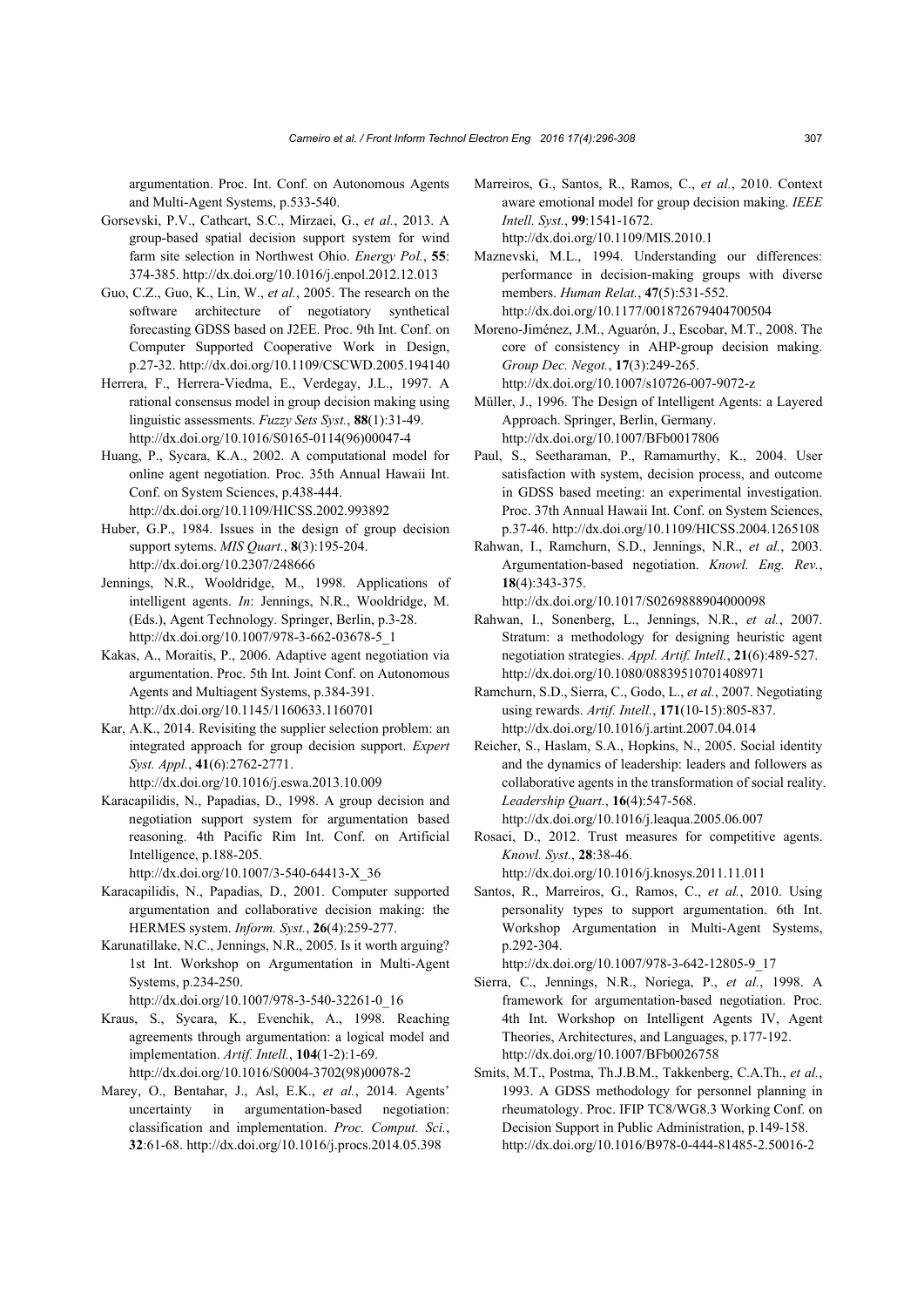argumentation. Proc. Int. Conf. on Autonomous Agents and Multi-Agent Systems, p.533-540.

Gorsevski, P.V., Cathcart, S.C., Mirzaei, G., *et al.*, 2013. A group-based spatial decision support system for wind farm site selection in Northwest Ohio. *Energy Pol.*, **55**: 374-385. http://dx.doi.org/10.1016/j.enpol.2012.12.013

Guo, C.Z., Guo, K., Lin, W., *et al.*, 2005. The research on the software architecture of negotiatory synthetical forecasting GDSS based on J2EE. Proc. 9th Int. Conf. on Computer Supported Cooperative Work in Design, p.27-32. http://dx.doi.org/10.1109/CSCWD.2005.194140

Herrera, F., Herrera-Viedma, E., Verdegay, J.L., 1997. A rational consensus model in group decision making using linguistic assessments. *Fuzzy Sets Syst.*, **88**(1):31-49. http://dx.doi.org/10.1016/S0165-0114(96)00047-4

Huang, P., Sycara, K.A., 2002. A computational model for online agent negotiation. Proc. 35th Annual Hawaii Int. Conf. on System Sciences, p.438-444. http://dx.doi.org/10.1109/HICSS.2002.993892

Huber, G.P., 1984. Issues in the design of group decision support sytems. *MIS Quart.*, **8**(3):195-204. http://dx.doi.org/10.2307/248666

Jennings, N.R., Wooldridge, M., 1998. Applications of intelligent agents. *In*: Jennings, N.R., Wooldridge, M. (Eds.), Agent Technology. Springer, Berlin, p.3-28. http://dx.doi.org/10.1007/978-3-662-03678-5_1

Kakas, A., Moraitis, P., 2006. Adaptive agent negotiation via argumentation. Proc. 5th Int. Joint Conf. on Autonomous Agents and Multiagent Systems, p.384-391. http://dx.doi.org/10.1145/1160633.1160701

Kar, A.K., 2014. Revisiting the supplier selection problem: an integrated approach for group decision support. *Expert Syst. Appl.*, **41**(6):2762-2771. http://dx.doi.org/10.1016/j.eswa.2013.10.009

Karacapilidis, N., Papadias, D., 1998. A group decision and negotiation support system for argumentation based reasoning. 4th Pacific Rim Int. Conf. on Artificial Intelligence, p.188-205. http://dx.doi.org/10.1007/3-540-64413-X_36

Karacapilidis, N., Papadias, D., 2001. Computer supported argumentation and collaborative decision making: the HERMES system. *Inform. Syst.*, **26**(4):259-277.

Karunatillake, N.C., Jennings, N.R., 2005. Is it worth arguing? 1st Int. Workshop on Argumentation in Multi-Agent Systems, p.234-250. http://dx.doi.org/10.1007/978-3-540-32261-0_16

Kraus, S., Sycara, K., Evenchik, A., 1998. Reaching agreements through argumentation: a logical model and implementation. *Artif. Intell.*, **104**(1-2):1-69. http://dx.doi.org/10.1016/S0004-3702(98)00078-2

Marey, O., Bentahar, J., Asl, E.K., *et al.*, 2014. Agents' uncertainty in argumentation-based negotiation: classification and implementation. *Proc. Comput. Sci.*, **32**:61-68. http://dx.doi.org/10.1016/j.procs.2014.05.398

Marreiros, G., Santos, R., Ramos, C., *et al.*, 2010. Context aware emotional model for group decision making. *IEEE Intell. Syst.*, **99**:1541-1672. http://dx.doi.org/10.1109/MIS.2010.1

Maznevski, M.L., 1994. Understanding our differences: performance in decision-making groups with diverse members. *Human Relat.*, **47**(5):531-552. http://dx.doi.org/10.1177/001872679404700504

Moreno-Jiménez, J.M., Aguarón, J., Escobar, M.T., 2008. The core of consistency in AHP-group decision making. *Group Dec. Negot.*, **17**(3):249-265. http://dx.doi.org/10.1007/s10726-007-9072-z

Müller, J., 1996. The Design of Intelligent Agents: a Layered Approach. Springer, Berlin, Germany. http://dx.doi.org/10.1007/BFb0017806

Paul, S., Seetharaman, P., Ramamurthy, K., 2004. User satisfaction with system, decision process, and outcome in GDSS based meeting: an experimental investigation. Proc. 37th Annual Hawaii Int. Conf. on System Sciences, p.37-46. http://dx.doi.org/10.1109/HICSS.2004.1265108

Rahwan, I., Ramchurn, S.D., Jennings, N.R., *et al.*, 2003. Argumentation-based negotiation. *Knowl. Eng. Rev.*, **18**(4):343-375. http://dx.doi.org/10.1017/S0269888904000098

Rahwan, I., Sonenberg, L., Jennings, N.R., *et al.*, 2007. Stratum: a methodology for designing heuristic agent negotiation strategies. *Appl. Artif. Intell.*, **21**(6):489-527. http://dx.doi.org/10.1080/08839510701408971

Ramchurn, S.D., Sierra, C., Godo, L., *et al.*, 2007. Negotiating using rewards. *Artif. Intell.*, **171**(10-15):805-837. http://dx.doi.org/10.1016/j.artint.2007.04.014

Reicher, S., Haslam, S.A., Hopkins, N., 2005. Social identity and the dynamics of leadership: leaders and followers as collaborative agents in the transformation of social reality. *Leadership Quart.*, **16**(4):547-568. http://dx.doi.org/10.1016/j.leaqua.2005.06.007

Rosaci, D., 2012. Trust measures for competitive agents. *Knowl. Syst.*, **28**:38-46. http://dx.doi.org/10.1016/j.knosys.2011.11.011

Santos, R., Marreiros, G., Ramos, C., *et al.*, 2010. Using personality types to support argumentation. 6th Int. Workshop Argumentation in Multi-Agent Systems, p.292-304. http://dx.doi.org/10.1007/978-3-642-12805-9_17

Sierra, C., Jennings, N.R., Noriega, P., *et al.*, 1998. A framework for argumentation-based negotiation. Proc. 4th Int. Workshop on Intelligent Agents IV, Agent Theories, Architectures, and Languages, p.177-192. http://dx.doi.org/10.1007/BFb0026758

Smits, M.T., Postma, Th.J.B.M., Takkenberg, C.A.Th., *et al.*, 1993. A GDSS methodology for personnel planning in rheumatology. Proc. IFIP TC8/WG8.3 Working Conf. on Decision Support in Public Administration, p.149-158. http://dx.doi.org/10.1016/B978-0-444-81485-2.50016-2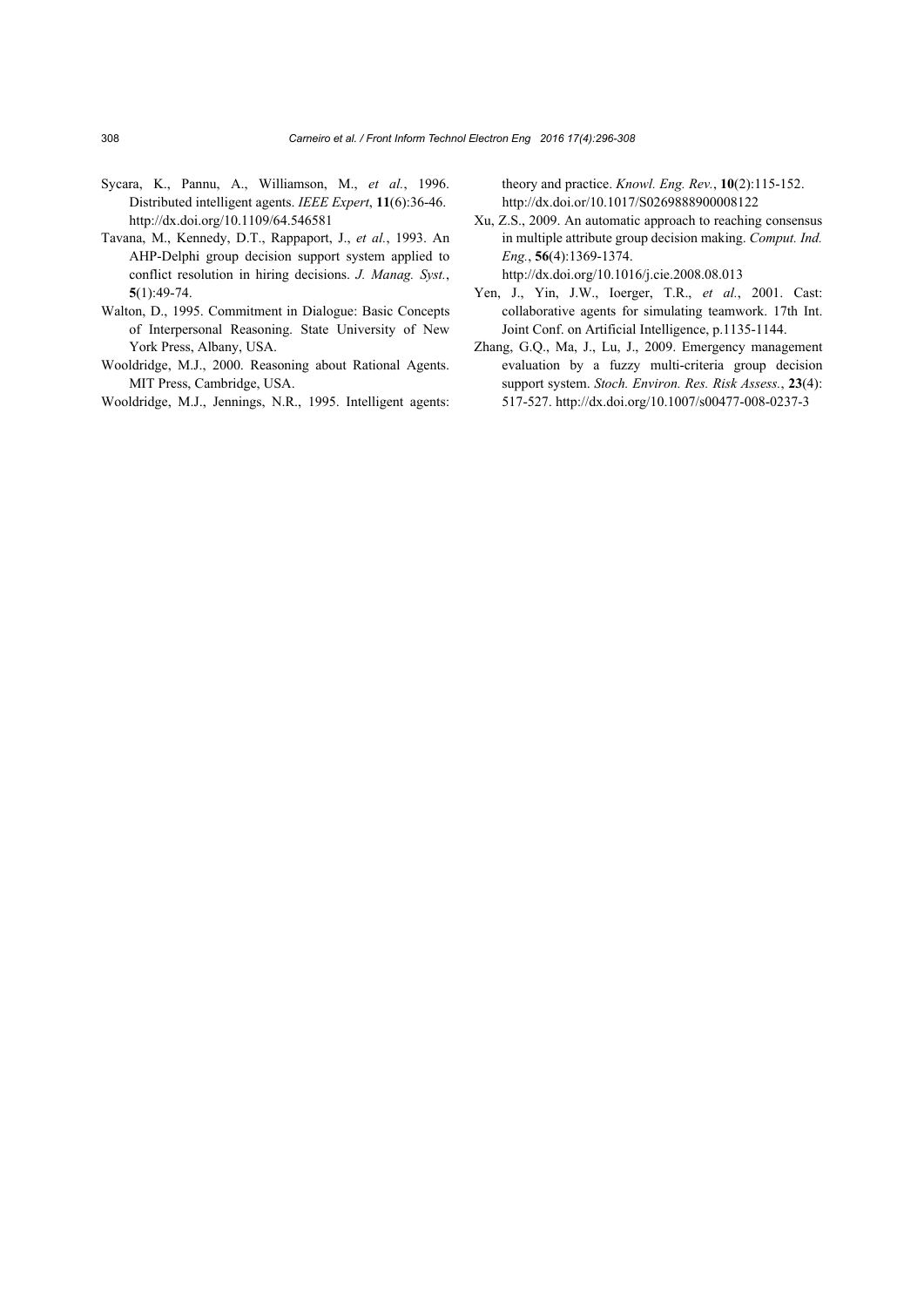Sycara, K., Pannu, A., Williamson, M., *et al.*, 1996. Distributed intelligent agents. *IEEE Expert*, **11**(6):36-46. http://dx.doi.org/10.1109/64.546581

Tavana, M., Kennedy, D.T., Rappaport, J., *et al.*, 1993. An AHP-Delphi group decision support system applied to conflict resolution in hiring decisions. *J. Manag. Syst.*, **5**(1):49-74.

Walton, D., 1995. Commitment in Dialogue: Basic Concepts of Interpersonal Reasoning. State University of New York Press, Albany, USA.

Wooldridge, M.J., 2000. Reasoning about Rational Agents. MIT Press, Cambridge, USA.

Wooldridge, M.J., Jennings, N.R., 1995. Intelligent agents: theory and practice. *Knowl. Eng. Rev.*, **10**(2):115-152. http://dx.doi.or/10.1017/S0269888900008122

Xu, Z.S., 2009. An automatic approach to reaching consensus in multiple attribute group decision making. *Comput. Ind. Eng.*, **56**(4):1369-1374. http://dx.doi.org/10.1016/j.cie.2008.08.013

Yen, J., Yin, J.W., Ioerger, T.R., *et al.*, 2001. Cast: collaborative agents for simulating teamwork. 17th Int. Joint Conf. on Artificial Intelligence, p.1135-1144.

Zhang, G.Q., Ma, J., Lu, J., 2009. Emergency management evaluation by a fuzzy multi-criteria group decision support system. *Stoch. Environ. Res. Risk Assess.*, **23**(4): 517-527. http://dx.doi.org/10.1007/s00477-008-0237-3